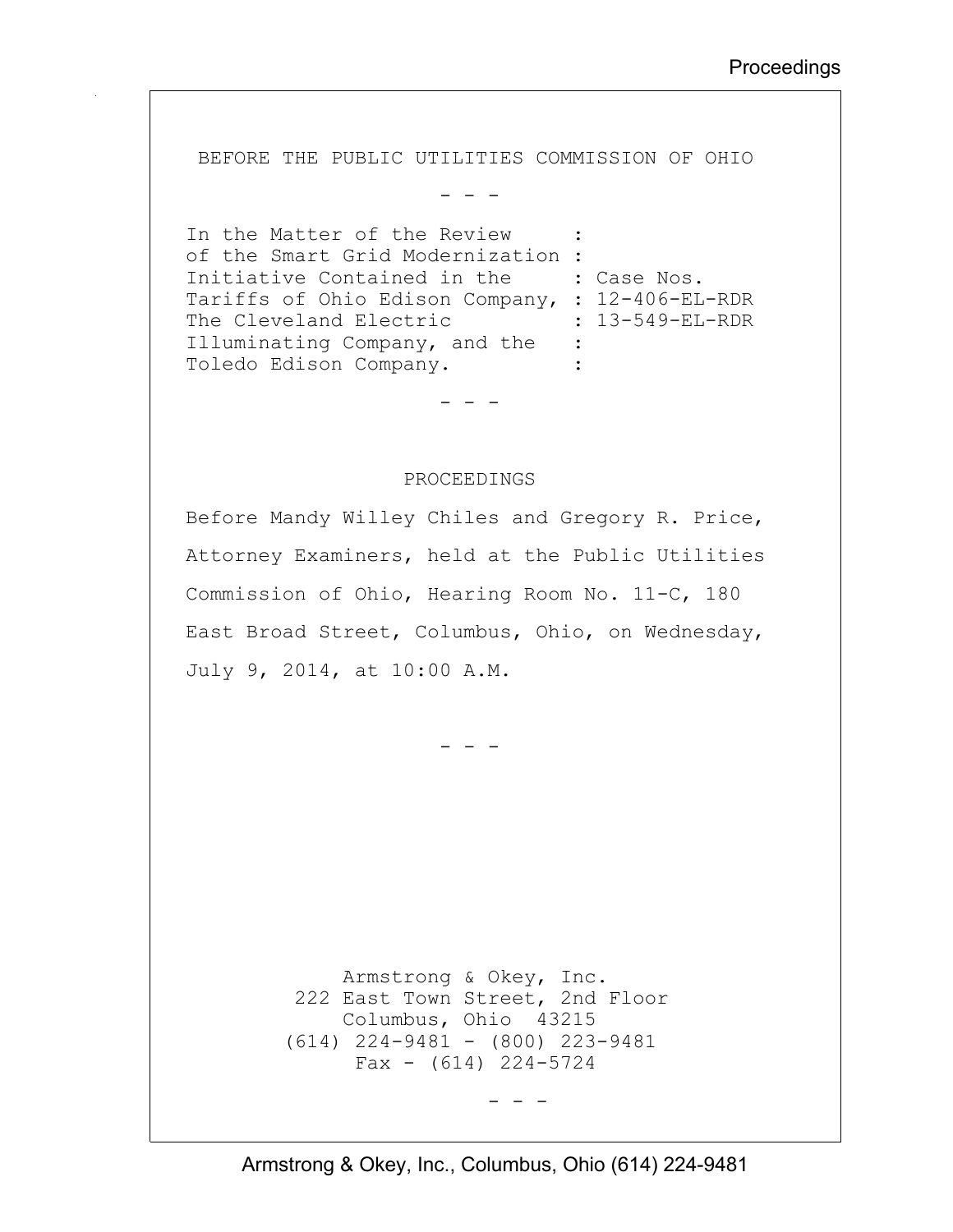BEFORE THE PUBLIC UTILITIES COMMISSION OF OHIO

\- - -

```
In the Matter of the Review     :
of the Smart Grid Modernization :
Initiative Contained in the     : Case Nos.
Tariffs of Ohio Edison Company, : 12-406-EL-RDR
The Cleveland Electric          : 13-549-EL-RDR
Illuminating Company, and the   :
Toledo Edison Company.          :
```

\- - -

PROCEEDINGS

Before Mandy Willey Chiles and Gregory R. Price, Attorney Examiners, held at the Public Utilities Commission of Ohio, Hearing Room No. 11-C, 180 East Broad Street, Columbus, Ohio, on Wednesday, July 9, 2014, at 10:00 A.M.

\- - -

Armstrong & Okey, Inc.
222 East Town Street, 2nd Floor
Columbus, Ohio 43215
(614) 224-9481 - (800) 223-9481
Fax - (614) 224-5724

\- - -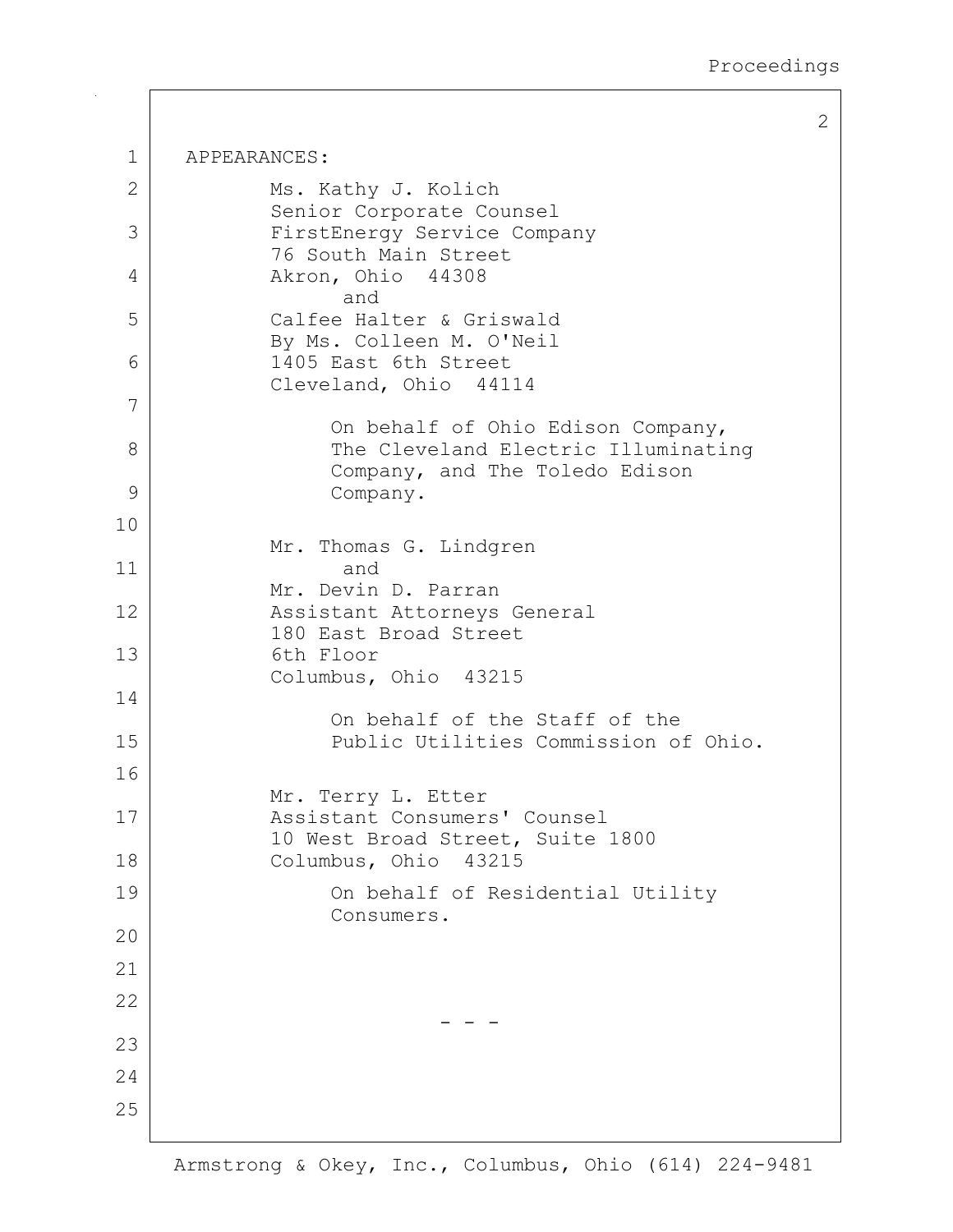APPEARANCES:

Ms. Kathy J. Kolich
Senior Corporate Counsel
FirstEnergy Service Company
76 South Main Street
Akron, Ohio 44308
and
Calfee Halter & Griswald
By Ms. Colleen M. O'Neil
1405 East 6th Street
Cleveland, Ohio 44114

On behalf of Ohio Edison Company, The Cleveland Electric Illuminating Company, and The Toledo Edison Company.

Mr. Thomas G. Lindgren
and
Mr. Devin D. Parran
Assistant Attorneys General
180 East Broad Street
6th Floor
Columbus, Ohio 43215

On behalf of the Staff of the Public Utilities Commission of Ohio.

Mr. Terry L. Etter
Assistant Consumers' Counsel
10 West Broad Street, Suite 1800
Columbus, Ohio 43215

On behalf of Residential Utility Consumers.

\- - -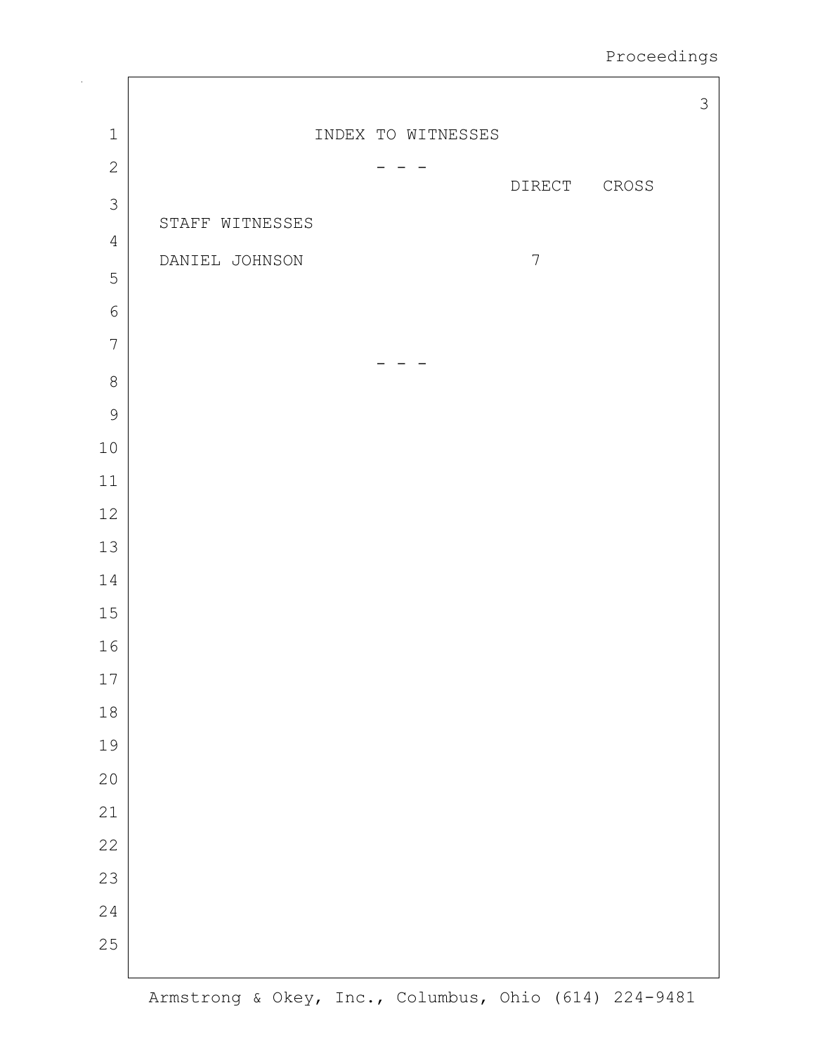# INDEX TO WITNESSES

- - -

| | DIRECT | CROSS |
|---|---|---|
| STAFF WITNESSES | | |
| DANIEL JOHNSON | 7 | |

- - -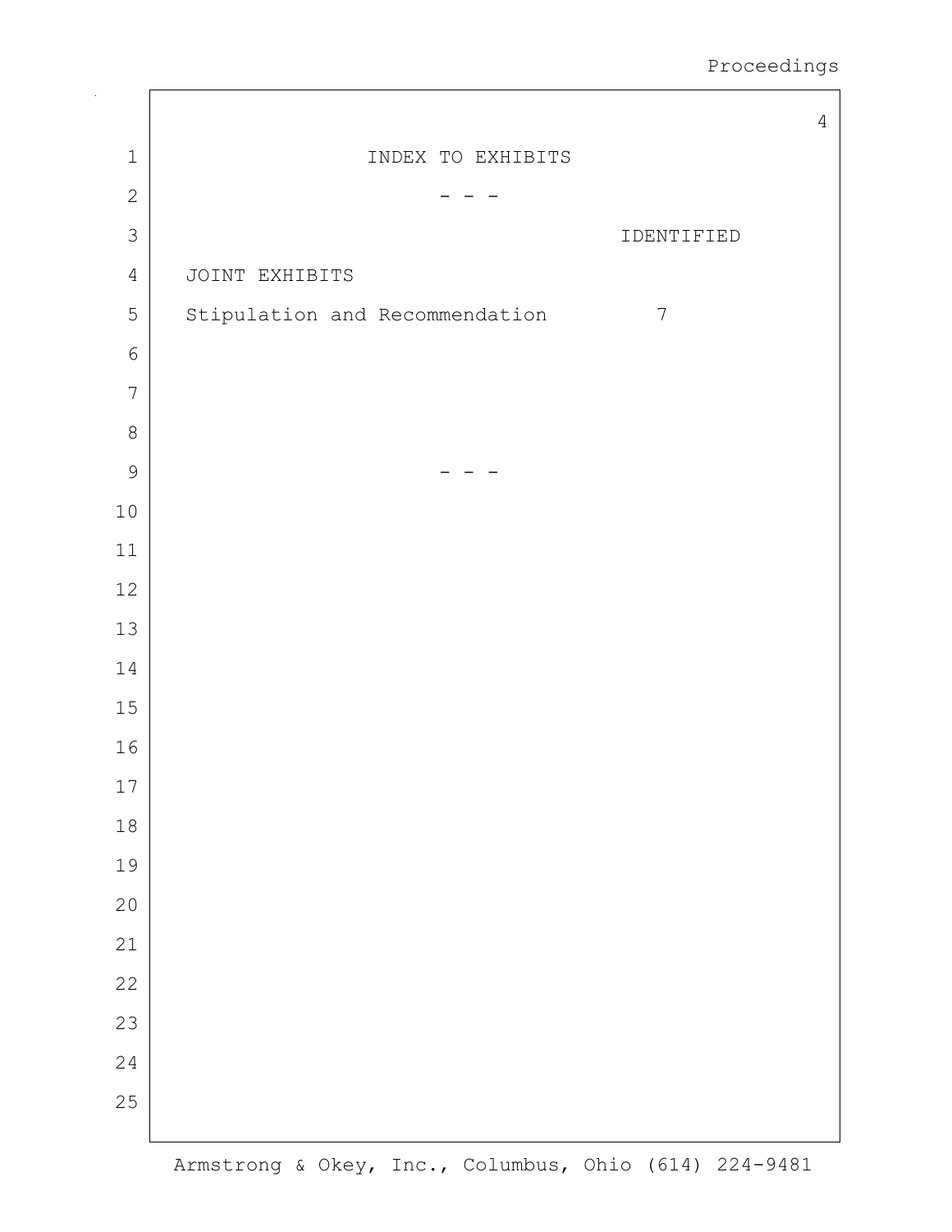# INDEX TO EXHIBITS

- - -

| | IDENTIFIED |
|---|---|
| JOINT EXHIBITS | |
| Stipulation and Recommendation | 7 |

- - -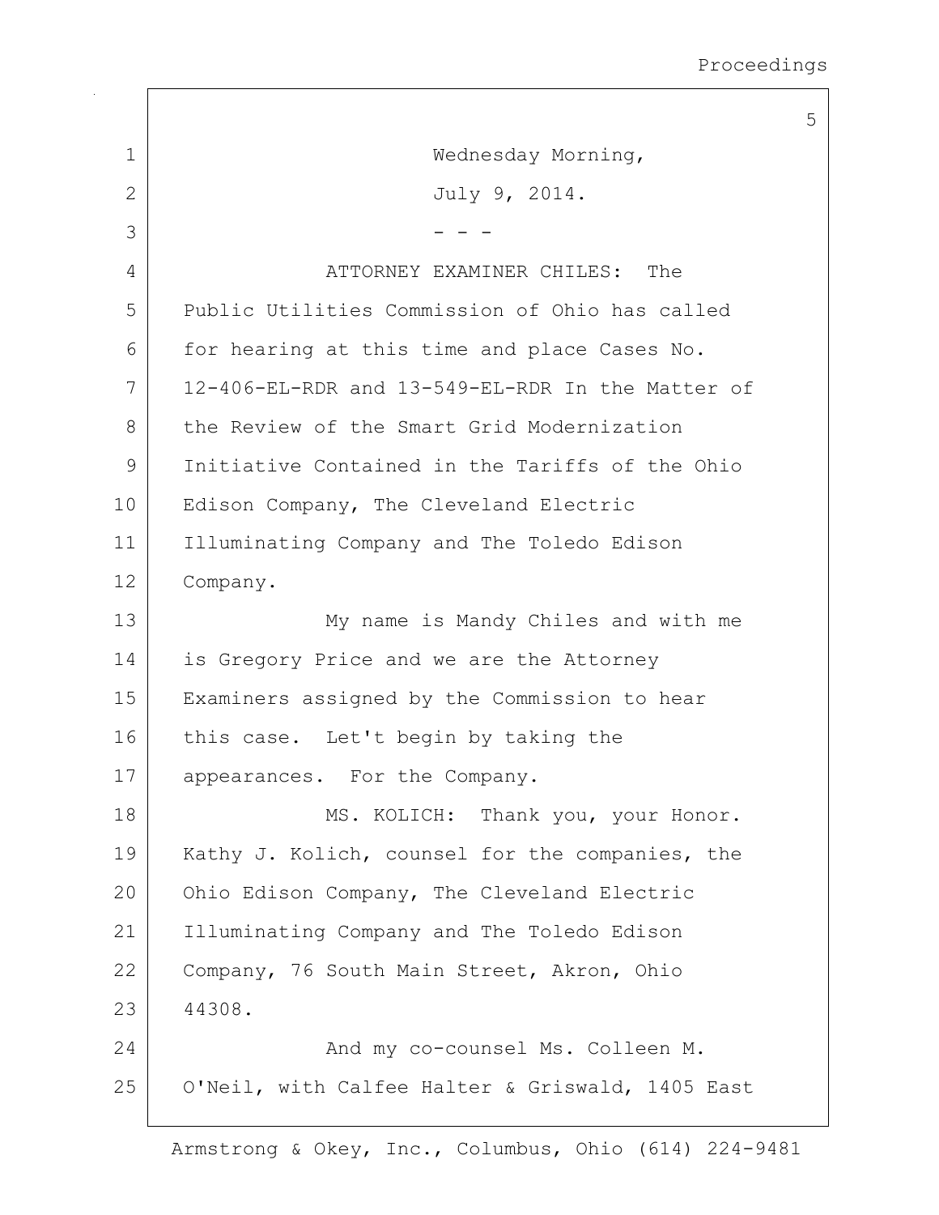Wednesday Morning,

July 9, 2014.

- - -

ATTORNEY EXAMINER CHILES: The Public Utilities Commission of Ohio has called for hearing at this time and place Cases No. 12-406-EL-RDR and 13-549-EL-RDR In the Matter of the Review of the Smart Grid Modernization Initiative Contained in the Tariffs of the Ohio Edison Company, The Cleveland Electric Illuminating Company and The Toledo Edison Company.

My name is Mandy Chiles and with me is Gregory Price and we are the Attorney Examiners assigned by the Commission to hear this case. Let't begin by taking the appearances. For the Company.

MS. KOLICH: Thank you, your Honor. Kathy J. Kolich, counsel for the companies, the Ohio Edison Company, The Cleveland Electric Illuminating Company and The Toledo Edison Company, 76 South Main Street, Akron, Ohio 44308.

And my co-counsel Ms. Colleen M. O'Neil, with Calfee Halter & Griswald, 1405 East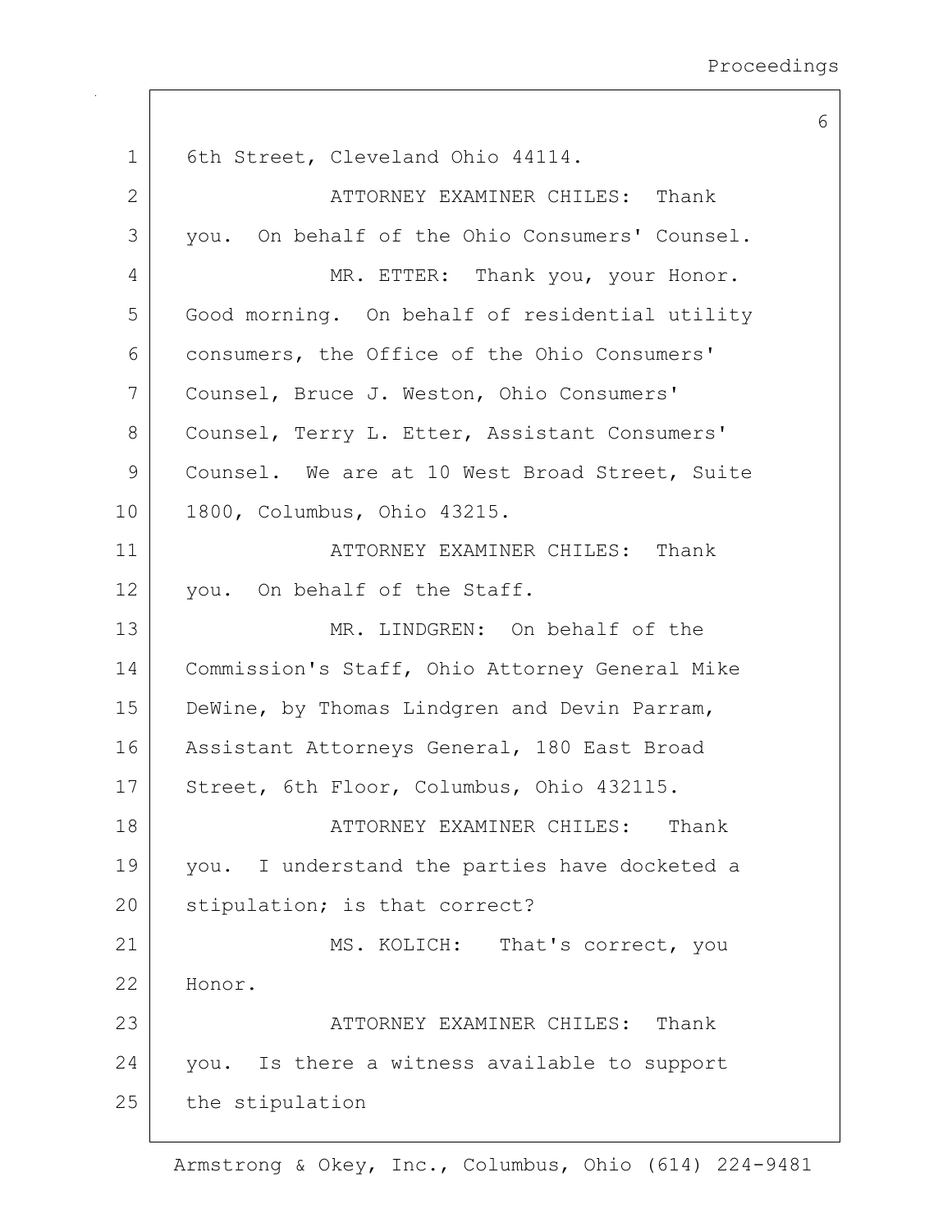1 6th Street, Cleveland Ohio 44114.

2 ATTORNEY EXAMINER CHILES: Thank

3 you. On behalf of the Ohio Consumers' Counsel.

4 MR. ETTER: Thank you, your Honor.

5 Good morning. On behalf of residential utility

6 consumers, the Office of the Ohio Consumers'

7 Counsel, Bruce J. Weston, Ohio Consumers'

8 Counsel, Terry L. Etter, Assistant Consumers'

9 Counsel. We are at 10 West Broad Street, Suite

10 1800, Columbus, Ohio 43215.

11 ATTORNEY EXAMINER CHILES: Thank

12 you. On behalf of the Staff.

13 MR. LINDGREN: On behalf of the

14 Commission's Staff, Ohio Attorney General Mike

15 DeWine, by Thomas Lindgren and Devin Parram,

16 Assistant Attorneys General, 180 East Broad

17 Street, 6th Floor, Columbus, Ohio 432115.

18 ATTORNEY EXAMINER CHILES: Thank

19 you. I understand the parties have docketed a

20 stipulation; is that correct?

21 MS. KOLICH: That's correct, you

22 Honor.

23 ATTORNEY EXAMINER CHILES: Thank

24 you. Is there a witness available to support

25 the stipulation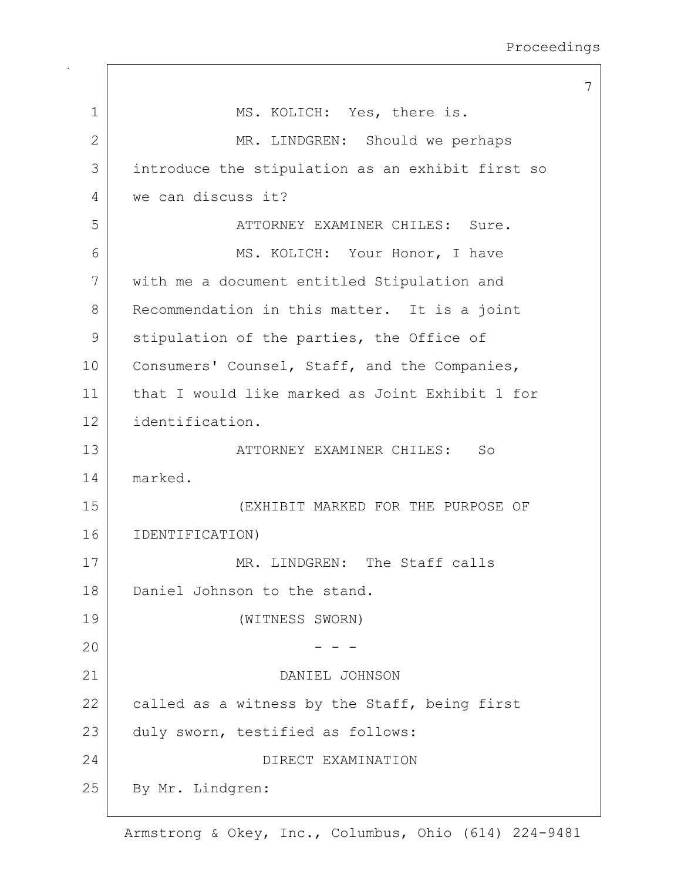MS. KOLICH: Yes, there is.

MR. LINDGREN: Should we perhaps introduce the stipulation as an exhibit first so we can discuss it?

ATTORNEY EXAMINER CHILES: Sure.

MS. KOLICH: Your Honor, I have with me a document entitled Stipulation and Recommendation in this matter. It is a joint stipulation of the parties, the Office of Consumers' Counsel, Staff, and the Companies, that I would like marked as Joint Exhibit 1 for identification.

ATTORNEY EXAMINER CHILES: So marked.

(EXHIBIT MARKED FOR THE PURPOSE OF IDENTIFICATION)

MR. LINDGREN: The Staff calls Daniel Johnson to the stand.

(WITNESS SWORN)

- - -

DANIEL JOHNSON

called as a witness by the Staff, being first duly sworn, testified as follows:

DIRECT EXAMINATION

By Mr. Lindgren: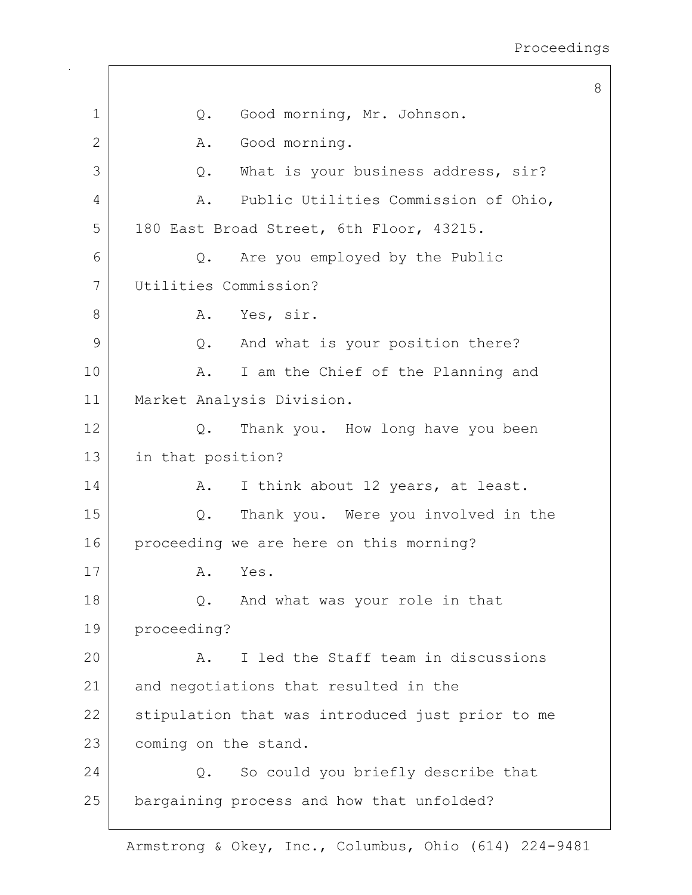Q. Good morning, Mr. Johnson.

A. Good morning.

Q. What is your business address, sir?

A. Public Utilities Commission of Ohio, 180 East Broad Street, 6th Floor, 43215.

Q. Are you employed by the Public Utilities Commission?

A. Yes, sir.

Q. And what is your position there?

A. I am the Chief of the Planning and Market Analysis Division.

Q. Thank you. How long have you been in that position?

A. I think about 12 years, at least.

Q. Thank you. Were you involved in the proceeding we are here on this morning?

A. Yes.

Q. And what was your role in that proceeding?

A. I led the Staff team in discussions and negotiations that resulted in the stipulation that was introduced just prior to me coming on the stand.

Q. So could you briefly describe that bargaining process and how that unfolded?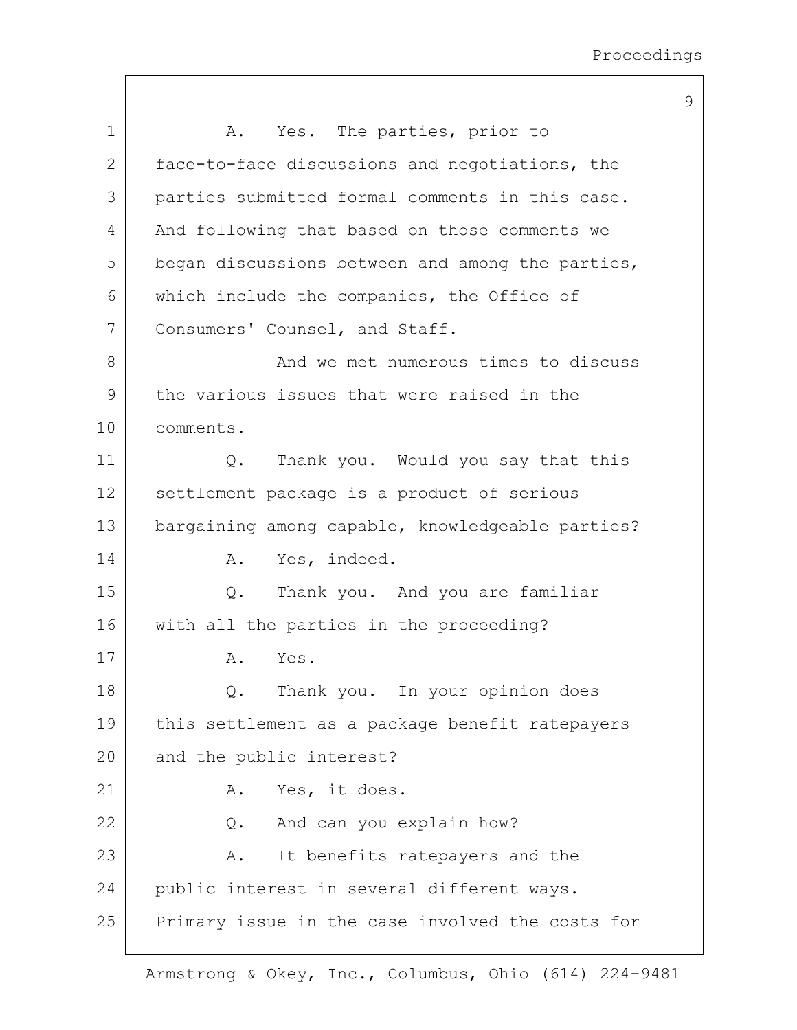A. Yes. The parties, prior to face-to-face discussions and negotiations, the parties submitted formal comments in this case. And following that based on those comments we began discussions between and among the parties, which include the companies, the Office of Consumers' Counsel, and Staff.

And we met numerous times to discuss the various issues that were raised in the comments.

Q. Thank you. Would you say that this settlement package is a product of serious bargaining among capable, knowledgeable parties?

A. Yes, indeed.

Q. Thank you. And you are familiar with all the parties in the proceeding?

A. Yes.

Q. Thank you. In your opinion does this settlement as a package benefit ratepayers and the public interest?

A. Yes, it does.

Q. And can you explain how?

A. It benefits ratepayers and the public interest in several different ways. Primary issue in the case involved the costs for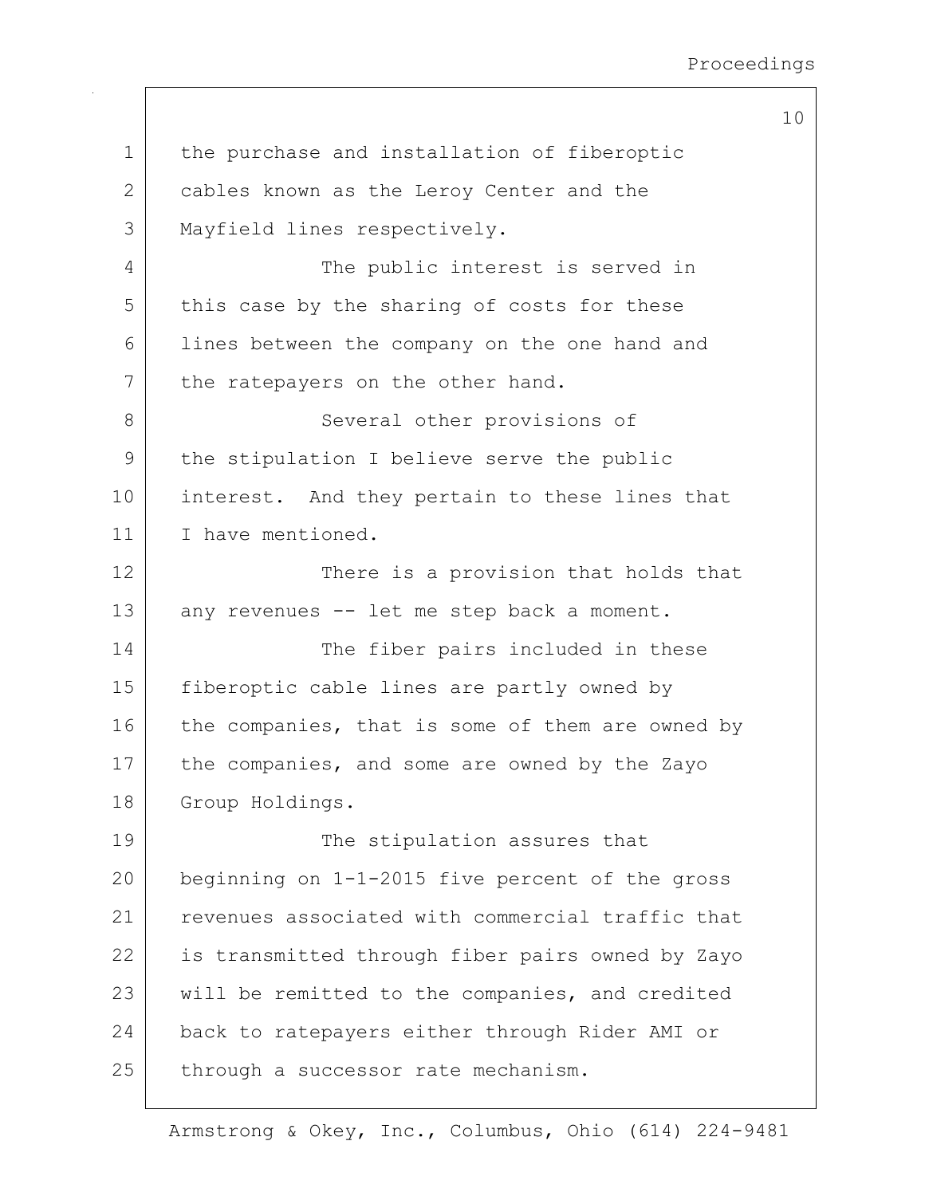the purchase and installation of fiberoptic cables known as the Leroy Center and the Mayfield lines respectively.

The public interest is served in this case by the sharing of costs for these lines between the company on the one hand and the ratepayers on the other hand.

Several other provisions of the stipulation I believe serve the public interest. And they pertain to these lines that I have mentioned.

There is a provision that holds that any revenues -- let me step back a moment.

The fiber pairs included in these fiberoptic cable lines are partly owned by the companies, that is some of them are owned by the companies, and some are owned by the Zayo Group Holdings.

The stipulation assures that beginning on 1-1-2015 five percent of the gross revenues associated with commercial traffic that is transmitted through fiber pairs owned by Zayo will be remitted to the companies, and credited back to ratepayers either through Rider AMI or through a successor rate mechanism.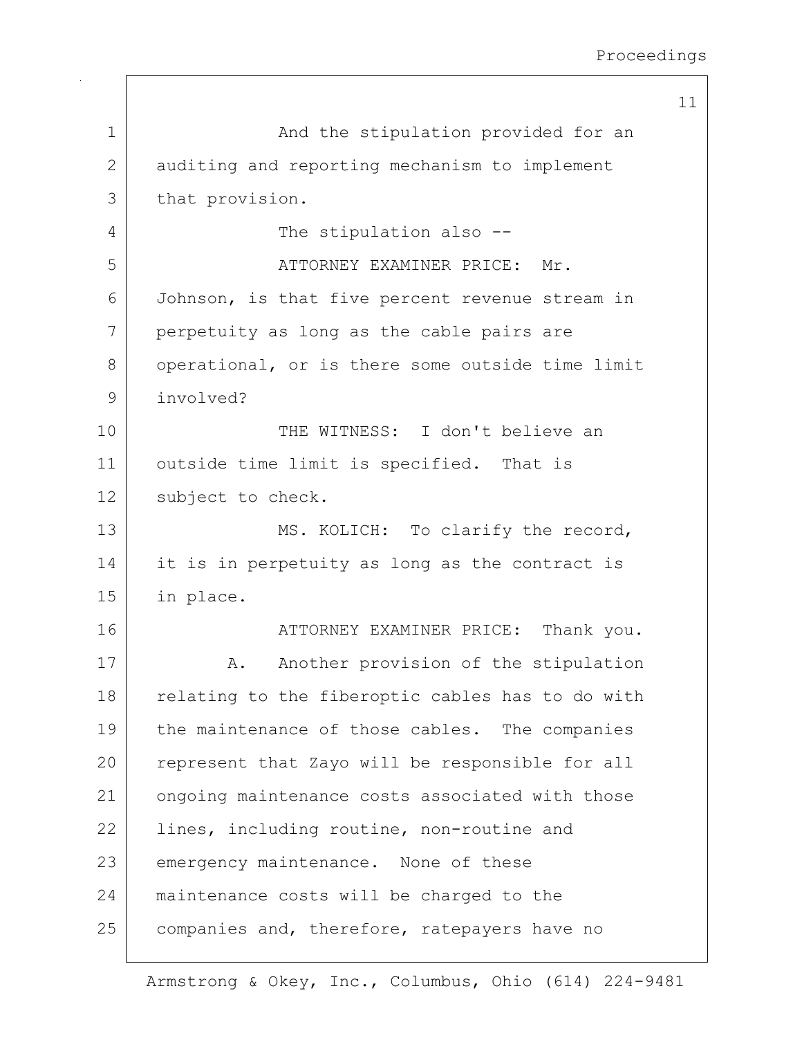And the stipulation provided for an auditing and reporting mechanism to implement that provision.

The stipulation also --

ATTORNEY EXAMINER PRICE: Mr. Johnson, is that five percent revenue stream in perpetuity as long as the cable pairs are operational, or is there some outside time limit involved?

THE WITNESS: I don't believe an outside time limit is specified. That is subject to check.

MS. KOLICH: To clarify the record, it is in perpetuity as long as the contract is in place.

ATTORNEY EXAMINER PRICE: Thank you.

A. Another provision of the stipulation relating to the fiberoptic cables has to do with the maintenance of those cables. The companies represent that Zayo will be responsible for all ongoing maintenance costs associated with those lines, including routine, non-routine and emergency maintenance. None of these maintenance costs will be charged to the companies and, therefore, ratepayers have no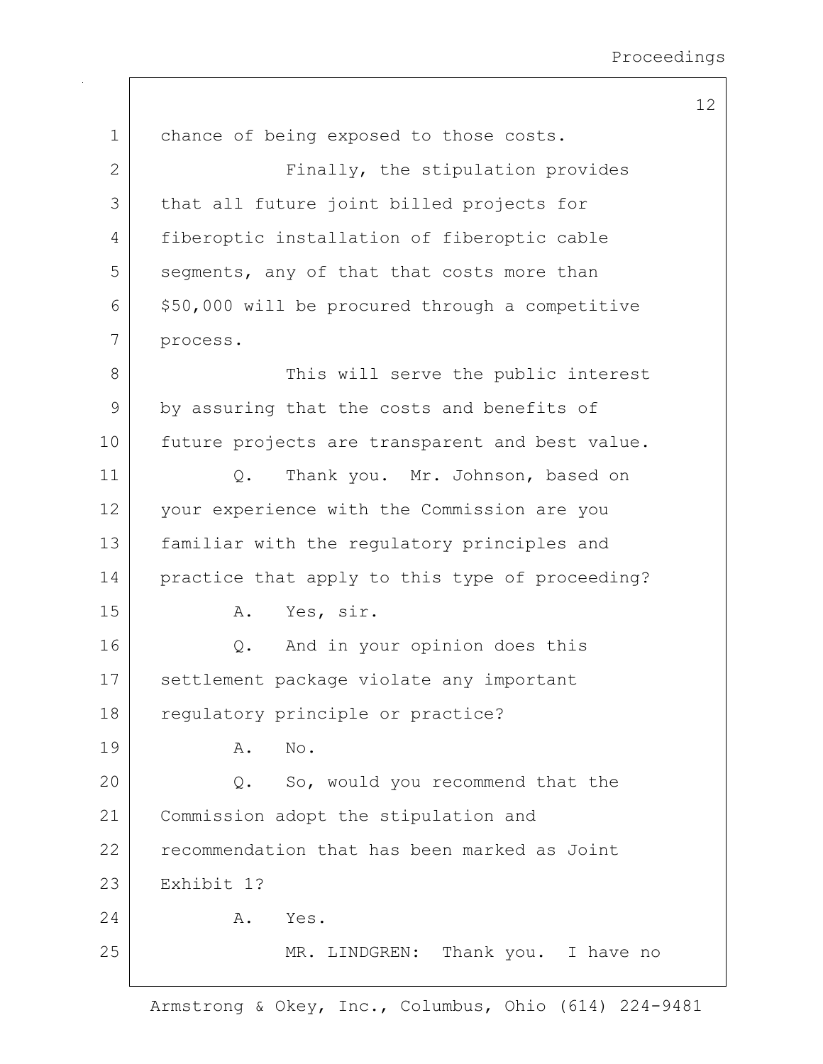chance of being exposed to those costs.

Finally, the stipulation provides that all future joint billed projects for fiberoptic installation of fiberoptic cable segments, any of that that costs more than $50,000 will be procured through a competitive process.

This will serve the public interest by assuring that the costs and benefits of future projects are transparent and best value.

Q. Thank you. Mr. Johnson, based on your experience with the Commission are you familiar with the regulatory principles and practice that apply to this type of proceeding?

A. Yes, sir.

Q. And in your opinion does this settlement package violate any important regulatory principle or practice?

A. No.

Q. So, would you recommend that the Commission adopt the stipulation and recommendation that has been marked as Joint Exhibit 1?

A. Yes.

MR. LINDGREN: Thank you. I have no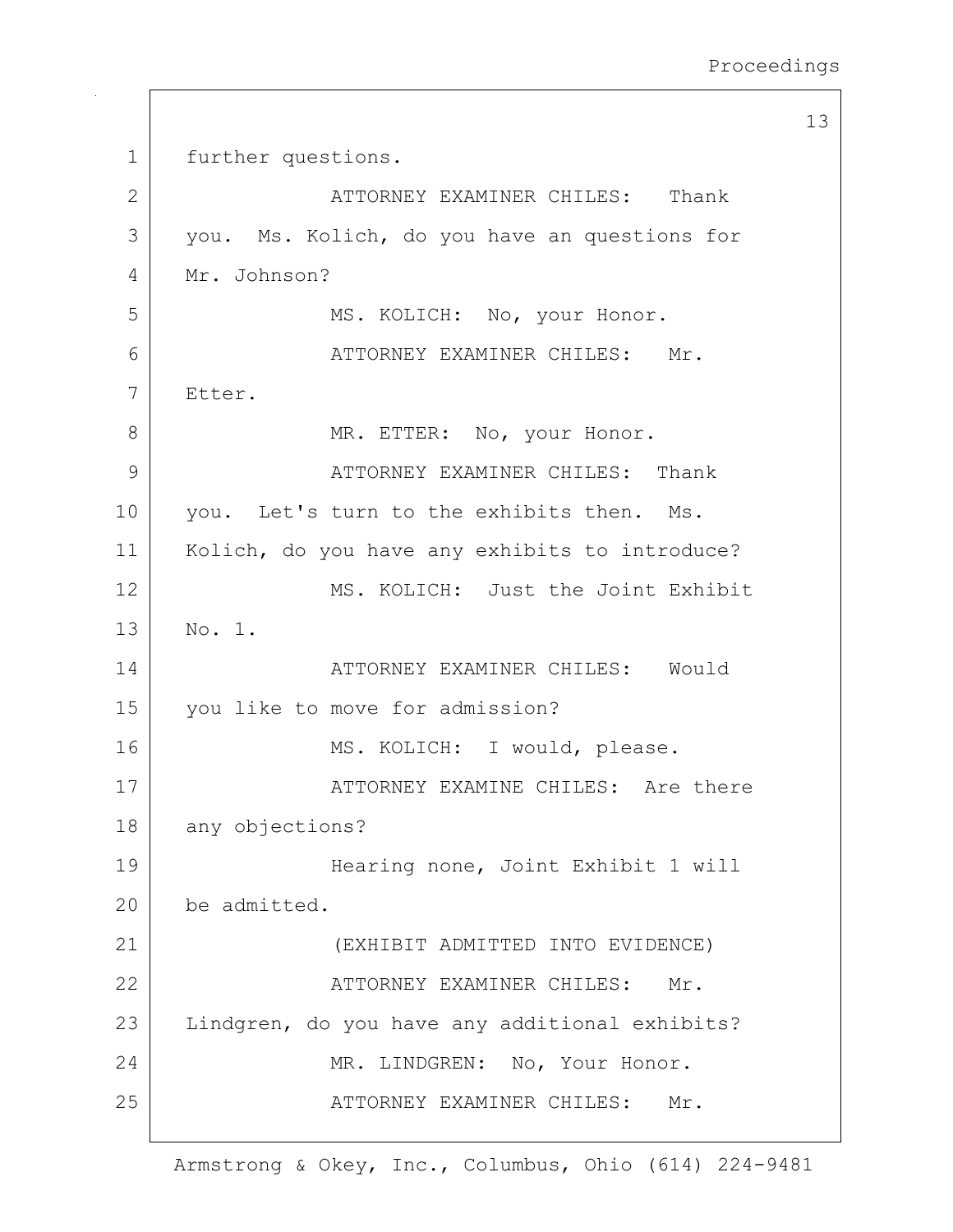further questions.

ATTORNEY EXAMINER CHILES: Thank you. Ms. Kolich, do you have an questions for Mr. Johnson?

MS. KOLICH: No, your Honor.

ATTORNEY EXAMINER CHILES: Mr. Etter.

MR. ETTER: No, your Honor.

ATTORNEY EXAMINER CHILES: Thank you. Let's turn to the exhibits then. Ms. Kolich, do you have any exhibits to introduce?

MS. KOLICH: Just the Joint Exhibit No. 1.

ATTORNEY EXAMINER CHILES: Would you like to move for admission?

MS. KOLICH: I would, please.

ATTORNEY EXAMINE CHILES: Are there any objections?

Hearing none, Joint Exhibit 1 will be admitted.

(EXHIBIT ADMITTED INTO EVIDENCE)

ATTORNEY EXAMINER CHILES: Mr. Lindgren, do you have any additional exhibits?

MR. LINDGREN: No, Your Honor.

ATTORNEY EXAMINER CHILES: Mr.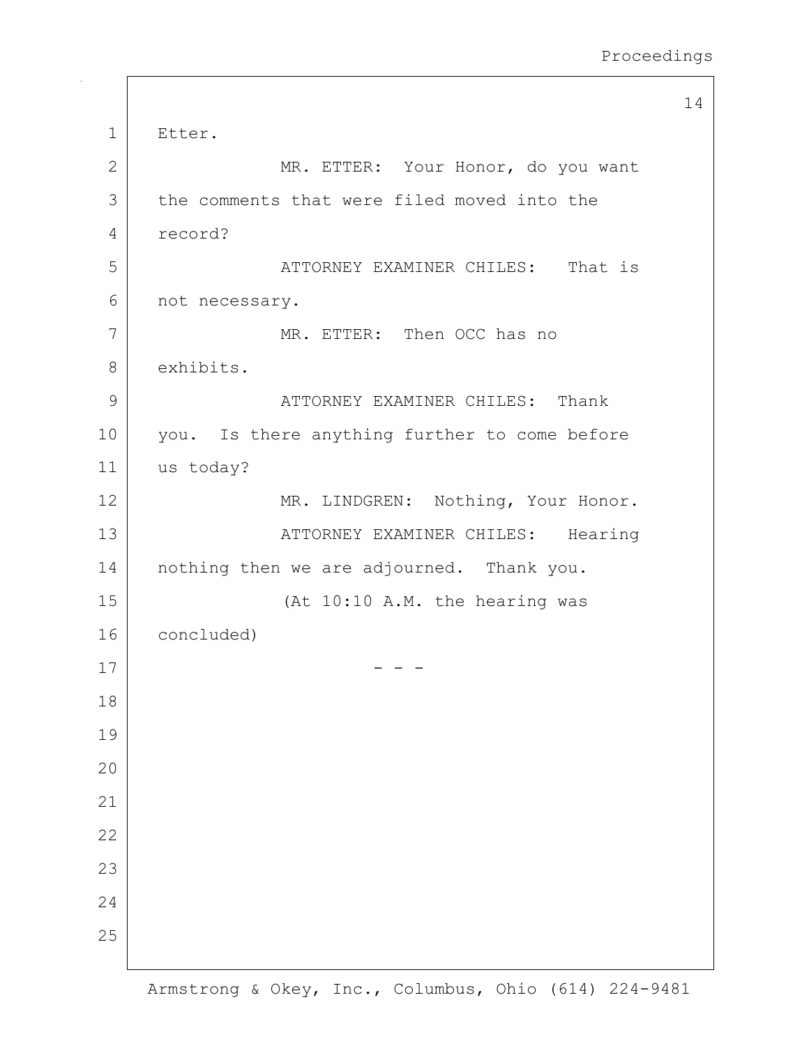Etter.

MR. ETTER: Your Honor, do you want the comments that were filed moved into the record?

ATTORNEY EXAMINER CHILES: That is not necessary.

MR. ETTER: Then OCC has no exhibits.

ATTORNEY EXAMINER CHILES: Thank you. Is there anything further to come before us today?

MR. LINDGREN: Nothing, Your Honor.

ATTORNEY EXAMINER CHILES: Hearing nothing then we are adjourned. Thank you.

(At 10:10 A.M. the hearing was concluded)

\- - -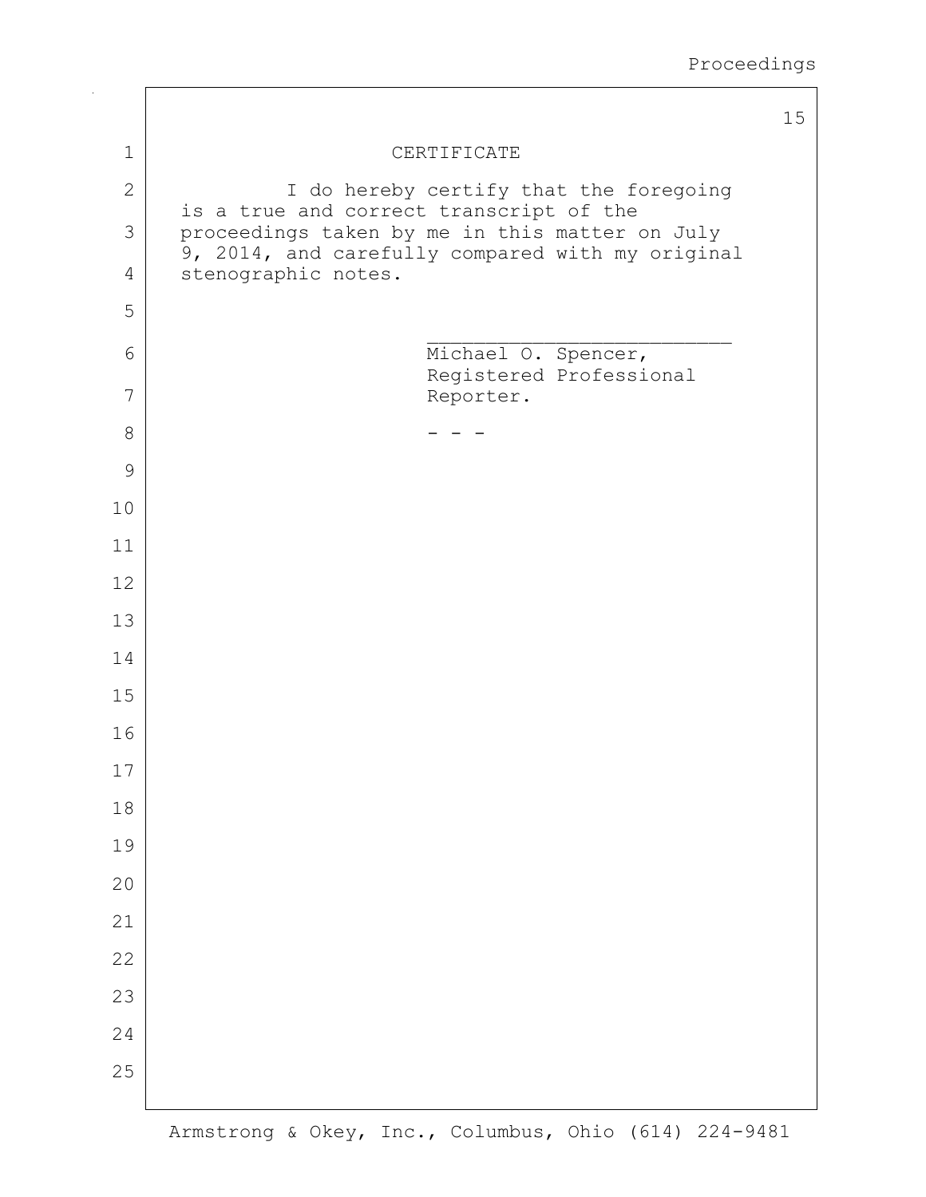# CERTIFICATE

I do hereby certify that the foregoing is a true and correct transcript of the proceedings taken by me in this matter on July 9, 2014, and carefully compared with my original stenographic notes.

\_\_\_\_\_\_\_\_\_\_\_\_\_\_\_\_\_\_\_\_\_\_\_\_\_\_

Michael O. Spencer,
Registered Professional
Reporter.

\- - -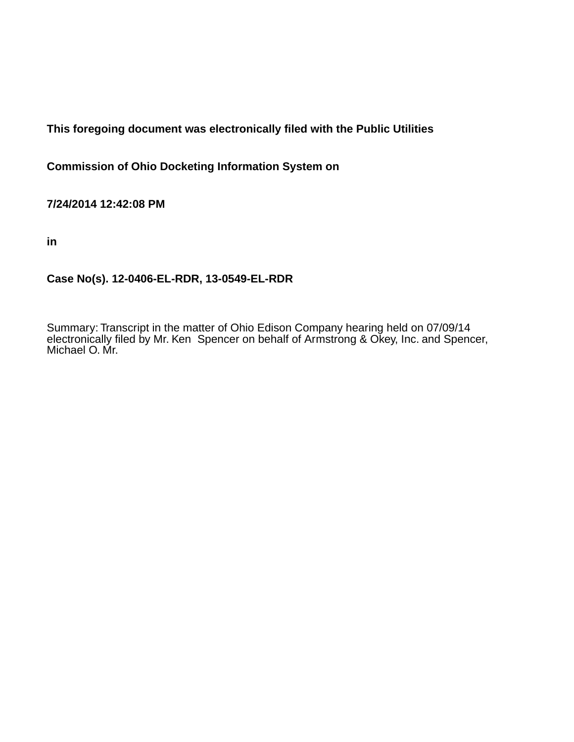**This foregoing document was electronically filed with the Public Utilities**

**Commission of Ohio Docketing Information System on**

**7/24/2014 12:42:08 PM**

**in**

**Case No(s). 12-0406-EL-RDR, 13-0549-EL-RDR**

Summary: Transcript in the matter of Ohio Edison Company hearing held on 07/09/14 electronically filed by Mr. Ken Spencer on behalf of Armstrong & Okey, Inc. and Spencer, Michael O. Mr.